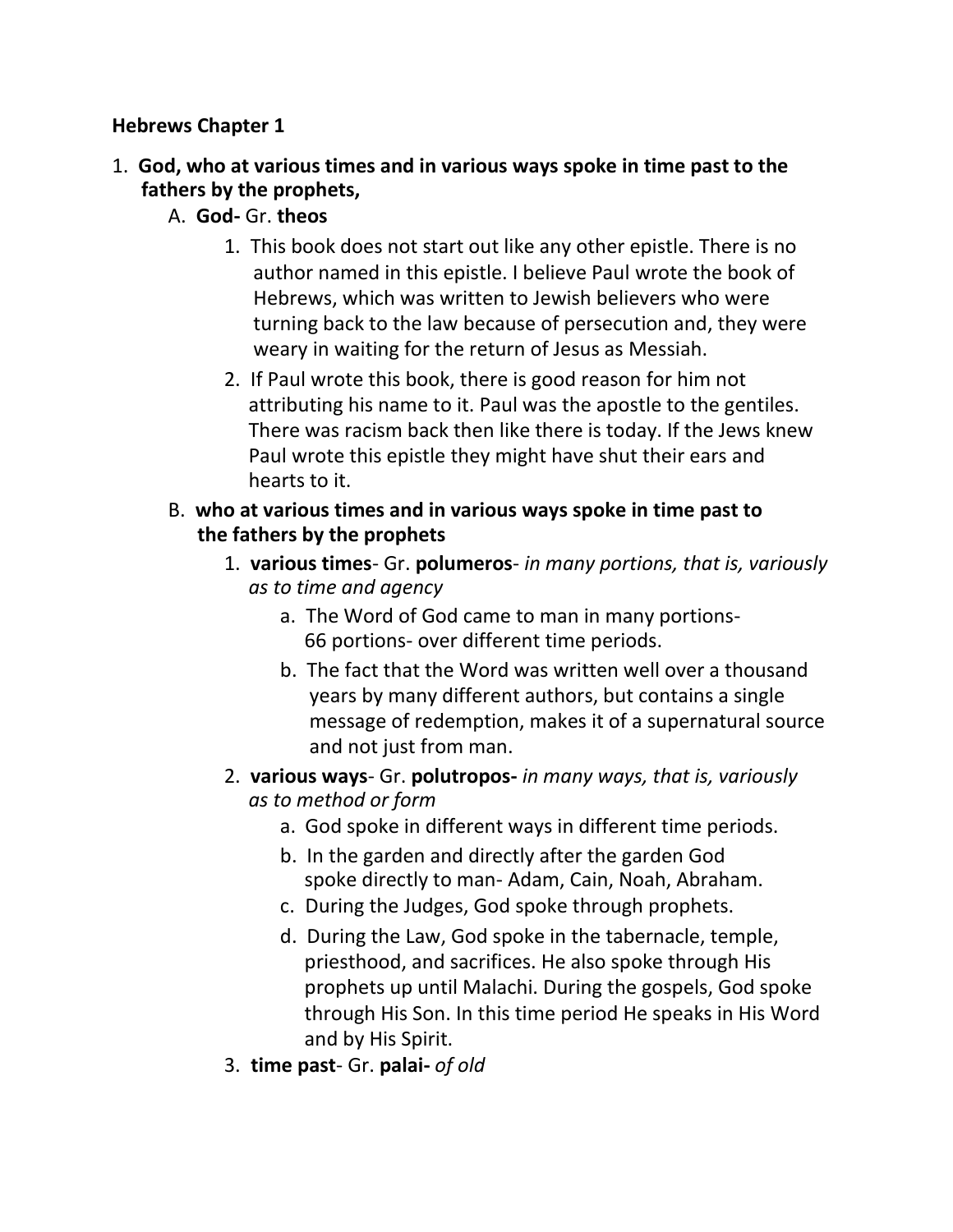**Hebrews Chapter 1**

1. **God, who at various times and in various ways spoke in time past to the fathers by the prophets,**
   A. **God-** Gr. **theos**
      1. This book does not start out like any other epistle. There is no author named in this epistle. I believe Paul wrote the book of Hebrews, which was written to Jewish believers who were turning back to the law because of persecution and, they were weary in waiting for the return of Jesus as Messiah.
      2. If Paul wrote this book, there is good reason for him not attributing his name to it. Paul was the apostle to the gentiles. There was racism back then like there is today. If the Jews knew Paul wrote this epistle they might have shut their ears and hearts to it.

   B. **who at various times and in various ways spoke in time past to the fathers by the prophets**
      1. **various times**- Gr. **polumeros**- *in many portions, that is, variously as to time and agency*
         a. The Word of God came to man in many portions- 66 portions- over different time periods.
         b. The fact that the Word was written well over a thousand years by many different authors, but contains a single message of redemption, makes it of a supernatural source and not just from man.
      2. **various ways**- Gr. **polutropos-** *in many ways, that is, variously as to method or form*
         a. God spoke in different ways in different time periods.
         b. In the garden and directly after the garden God spoke directly to man- Adam, Cain, Noah, Abraham.
         c. During the Judges, God spoke through prophets.
         d. During the Law, God spoke in the tabernacle, temple, priesthood, and sacrifices. He also spoke through His prophets up until Malachi. During the gospels, God spoke through His Son. In this time period He speaks in His Word and by His Spirit.
      3. **time past**- Gr. **palai-** *of old*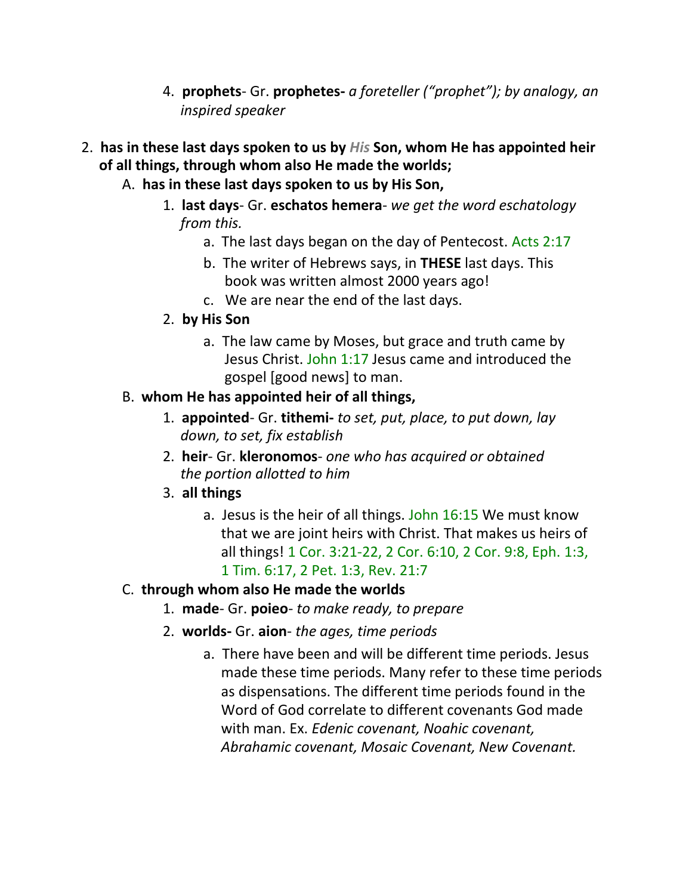4. **prophets**- Gr. **prophetes-** *a foreteller ("prophet"); by analogy, an inspired speaker*

2. **has in these last days spoken to us by *His* Son, whom He has appointed heir of all things, through whom also He made the worlds;**
   - A. **has in these last days spoken to us by His Son,**
     1. **last days**- Gr. **eschatos hemera**- *we get the word eschatology from this.*
        - a. The last days began on the day of Pentecost. Acts 2:17
        - b. The writer of Hebrews says, in **THESE** last days. This book was written almost 2000 years ago!
        - c. We are near the end of the last days.
     2. **by His Son**
        - a. The law came by Moses, but grace and truth came by Jesus Christ. John 1:17 Jesus came and introduced the gospel [good news] to man.
   - B. **whom He has appointed heir of all things,**
     1. **appointed**- Gr. **tithemi-** *to set, put, place, to put down, lay down, to set, fix establish*
     2. **heir**- Gr. **kleronomos**- *one who has acquired or obtained the portion allotted to him*
     3. **all things**
        - a. Jesus is the heir of all things. John 16:15 We must know that we are joint heirs with Christ. That makes us heirs of all things! 1 Cor. 3:21-22, 2 Cor. 6:10, 2 Cor. 9:8, Eph. 1:3, 1 Tim. 6:17, 2 Pet. 1:3, Rev. 21:7
   - C. **through whom also He made the worlds**
     1. **made**- Gr. **poieo**- *to make ready, to prepare*
     2. **worlds-** Gr. **aion**- *the ages, time periods*
        - a. There have been and will be different time periods. Jesus made these time periods. Many refer to these time periods as dispensations. The different time periods found in the Word of God correlate to different covenants God made with man. Ex. *Edenic covenant, Noahic covenant, Abrahamic covenant, Mosaic Covenant, New Covenant.*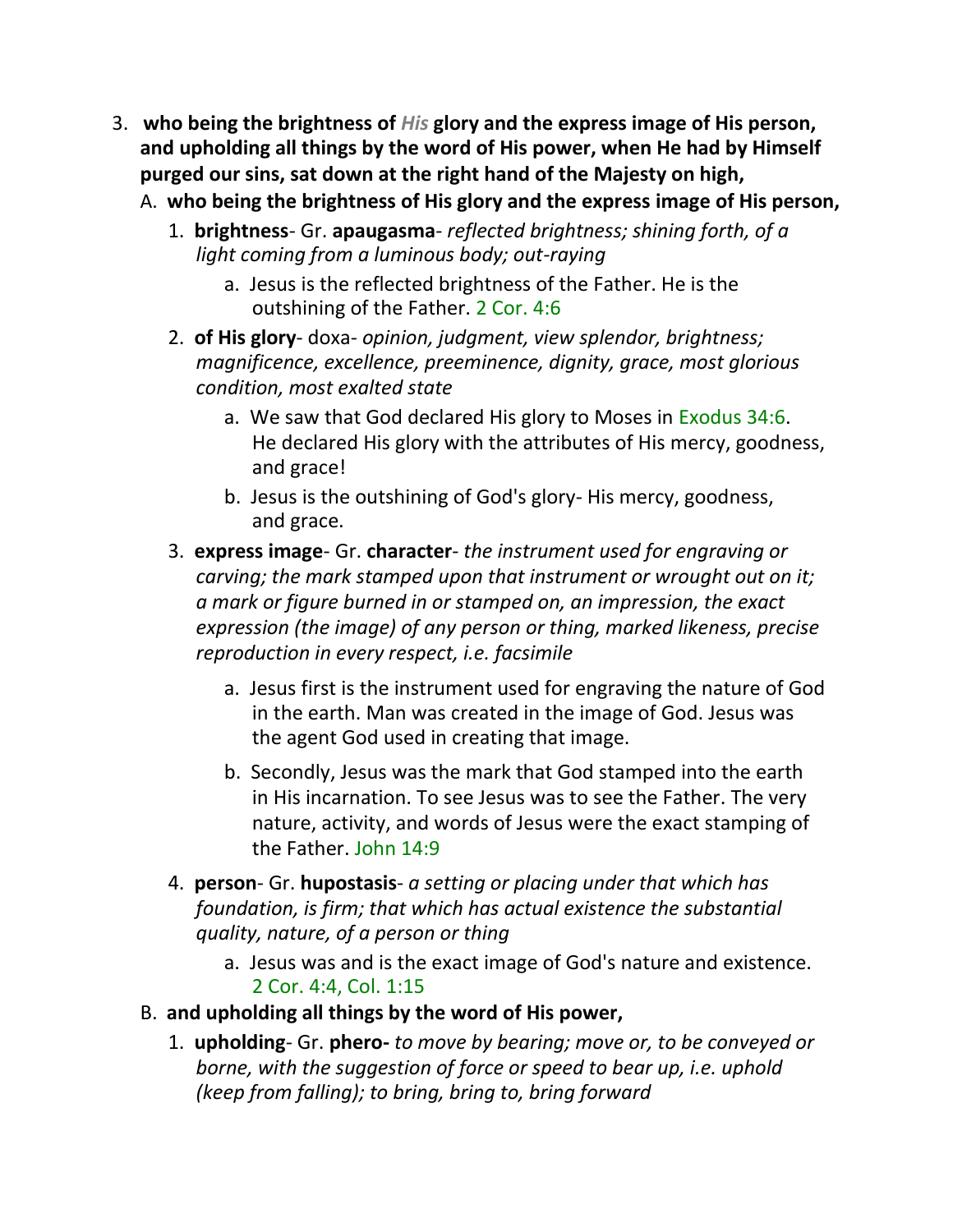3. **who being the brightness of *His* glory and the express image of His person, and upholding all things by the word of His power, when He had by Himself purged our sins, sat down at the right hand of the Majesty on high,**
   A. **who being the brightness of His glory and the express image of His person,**
      1. **brightness**- Gr. **apaugasma**- *reflected brightness; shining forth, of a light coming from a luminous body; out-raying*
         a. Jesus is the reflected brightness of the Father. He is the outshining of the Father. 2 Cor. 4:6
      2. **of His glory**- doxa- *opinion, judgment, view splendor, brightness; magnificence, excellence, preeminence, dignity, grace, most glorious condition, most exalted state*
         a. We saw that God declared His glory to Moses in Exodus 34:6. He declared His glory with the attributes of His mercy, goodness, and grace!
         b. Jesus is the outshining of God's glory- His mercy, goodness, and grace.
      3. **express image**- Gr. **character**- *the instrument used for engraving or carving; the mark stamped upon that instrument or wrought out on it; a mark or figure burned in or stamped on, an impression, the exact expression (the image) of any person or thing, marked likeness, precise reproduction in every respect, i.e. facsimile*
         a. Jesus first is the instrument used for engraving the nature of God in the earth. Man was created in the image of God. Jesus was the agent God used in creating that image.
         b. Secondly, Jesus was the mark that God stamped into the earth in His incarnation. To see Jesus was to see the Father. The very nature, activity, and words of Jesus were the exact stamping of the Father. John 14:9
      4. **person**- Gr. **hupostasis**- *a setting or placing under that which has foundation, is firm; that which has actual existence the substantial quality, nature, of a person or thing*
         a. Jesus was and is the exact image of God's nature and existence. 2 Cor. 4:4, Col. 1:15
   B. **and upholding all things by the word of His power,**
      1. **upholding**- Gr. **phero-** *to move by bearing; move or, to be conveyed or borne, with the suggestion of force or speed to bear up, i.e. uphold (keep from falling); to bring, bring to, bring forward*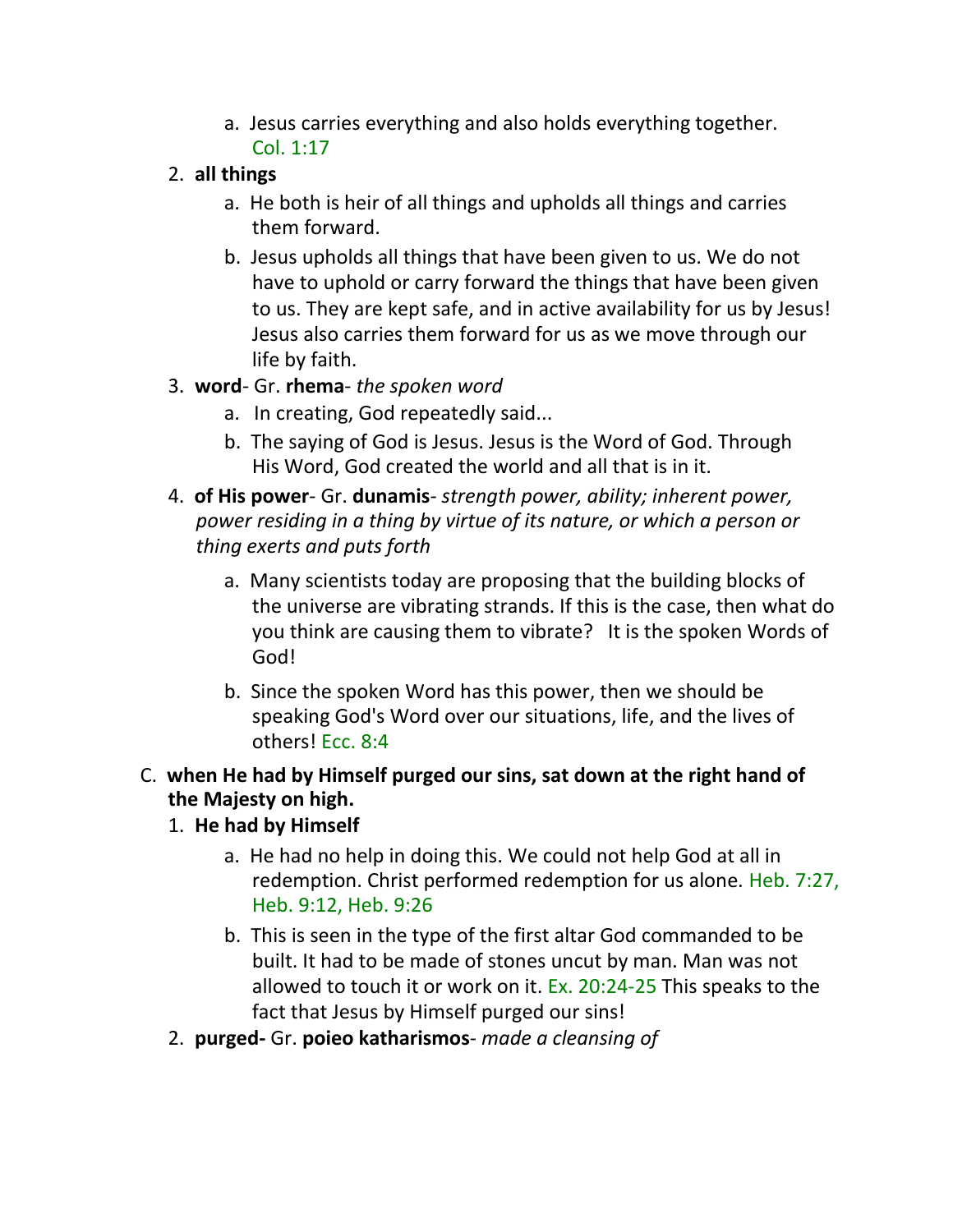a. Jesus carries everything and also holds everything together. Col. 1:17

2. **all things**
   a. He both is heir of all things and upholds all things and carries them forward.
   b. Jesus upholds all things that have been given to us. We do not have to uphold or carry forward the things that have been given to us. They are kept safe, and in active availability for us by Jesus! Jesus also carries them forward for us as we move through our life by faith.

3. **word**- Gr. **rhema**- *the spoken word*
   a. In creating, God repeatedly said...
   b. The saying of God is Jesus. Jesus is the Word of God. Through His Word, God created the world and all that is in it.

4. **of His power**- Gr. **dunamis**- *strength power, ability; inherent power, power residing in a thing by virtue of its nature, or which a person or thing exerts and puts forth*
   a. Many scientists today are proposing that the building blocks of the universe are vibrating strands. If this is the case, then what do you think are causing them to vibrate? It is the spoken Words of God!
   b. Since the spoken Word has this power, then we should be speaking God's Word over our situations, life, and the lives of others! Ecc. 8:4

C. **when He had by Himself purged our sins, sat down at the right hand of the Majesty on high.**

1. **He had by Himself**
   a. He had no help in doing this. We could not help God at all in redemption. Christ performed redemption for us alone. Heb. 7:27, Heb. 9:12, Heb. 9:26
   b. This is seen in the type of the first altar God commanded to be built. It had to be made of stones uncut by man. Man was not allowed to touch it or work on it. Ex. 20:24-25 This speaks to the fact that Jesus by Himself purged our sins!

2. **purged-** Gr. **poieo katharismos**- *made a cleansing of*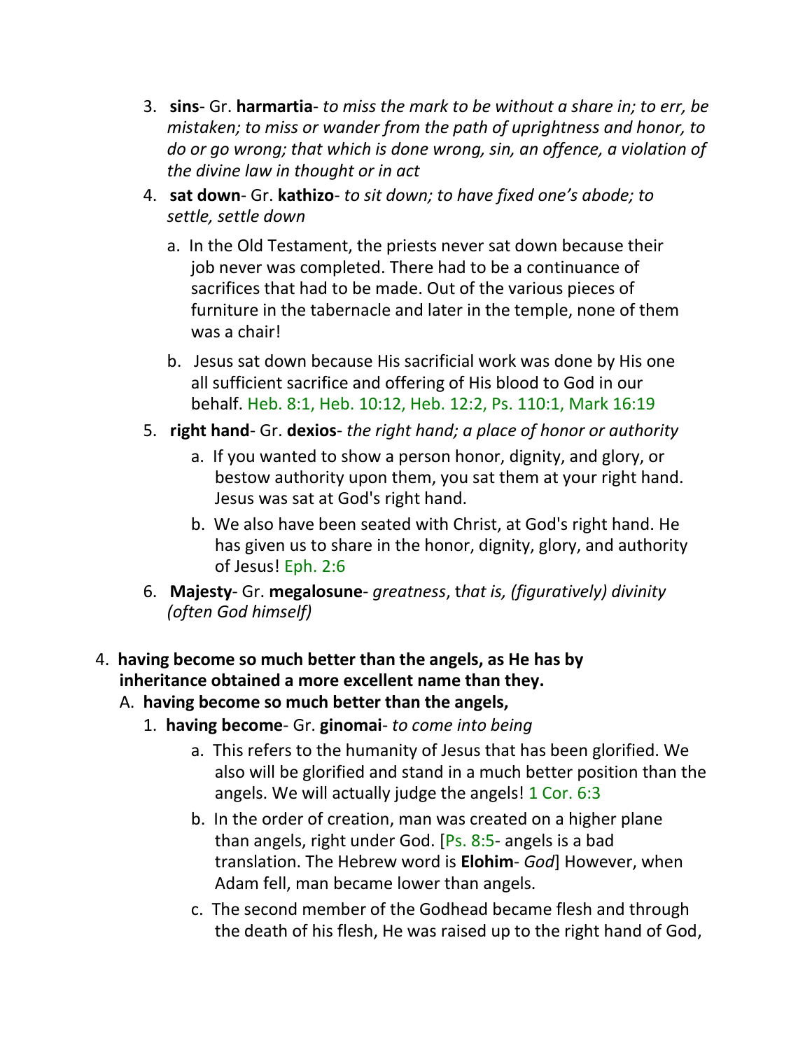3. **sins**- Gr. **harmartia**- *to miss the mark to be without a share in; to err, be mistaken; to miss or wander from the path of uprightness and honor, to do or go wrong; that which is done wrong, sin, an offence, a violation of the divine law in thought or in act*
4. **sat down**- Gr. **kathizo**- *to sit down; to have fixed one's abode; to settle, settle down*
   a. In the Old Testament, the priests never sat down because their job never was completed. There had to be a continuance of sacrifices that had to be made. Out of the various pieces of furniture in the tabernacle and later in the temple, none of them was a chair!
   b. Jesus sat down because His sacrificial work was done by His one all sufficient sacrifice and offering of His blood to God in our behalf. Heb. 8:1, Heb. 10:12, Heb. 12:2, Ps. 110:1, Mark 16:19
5. **right hand**- Gr. **dexios**- *the right hand; a place of honor or authority*
   a. If you wanted to show a person honor, dignity, and glory, or bestow authority upon them, you sat them at your right hand. Jesus was sat at God's right hand.
   b. We also have been seated with Christ, at God's right hand. He has given us to share in the honor, dignity, glory, and authority of Jesus! Eph. 2:6
6. **Majesty**- Gr. **megalosune**- *greatness*, t*hat is, (figuratively) divinity (often God himself)*

4. **having become so much better than the angels, as He has by inheritance obtained a more excellent name than they.**
   A. **having become so much better than the angels,**
      1. **having become**- Gr. **ginomai**- *to come into being*
         a. This refers to the humanity of Jesus that has been glorified. We also will be glorified and stand in a much better position than the angels. We will actually judge the angels! 1 Cor. 6:3
         b. In the order of creation, man was created on a higher plane than angels, right under God. [Ps. 8:5- angels is a bad translation. The Hebrew word is **Elohim**- *God*] However, when Adam fell, man became lower than angels.
         c. The second member of the Godhead became flesh and through the death of his flesh, He was raised up to the right hand of God,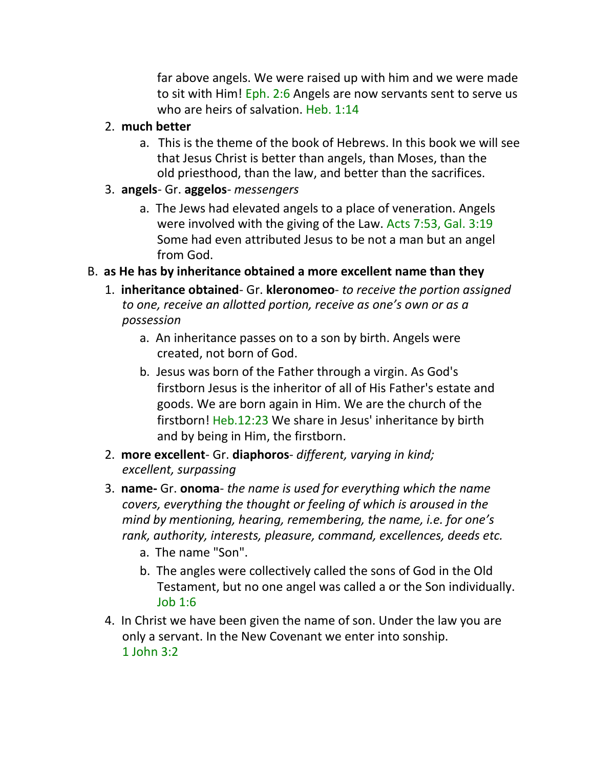far above angels. We were raised up with him and we were made to sit with Him! Eph. 2:6 Angels are now servants sent to serve us who are heirs of salvation. Heb. 1:14

2. **much better**
   a. This is the theme of the book of Hebrews. In this book we will see that Jesus Christ is better than angels, than Moses, than the old priesthood, than the law, and better than the sacrifices.
3. **angels**- Gr. **aggelos**- *messengers*
   a. The Jews had elevated angels to a place of veneration. Angels were involved with the giving of the Law. Acts 7:53, Gal. 3:19 Some had even attributed Jesus to be not a man but an angel from God.

B. **as He has by inheritance obtained a more excellent name than they**

1. **inheritance obtained**- Gr. **kleronomeo**- *to receive the portion assigned to one, receive an allotted portion, receive as one's own or as a possession*
   a. An inheritance passes on to a son by birth. Angels were created, not born of God.
   b. Jesus was born of the Father through a virgin. As God's firstborn Jesus is the inheritor of all of His Father's estate and goods. We are born again in Him. We are the church of the firstborn! Heb.12:23 We share in Jesus' inheritance by birth and by being in Him, the firstborn.
2. **more excellent**- Gr. **diaphoros**- *different, varying in kind; excellent, surpassing*
3. **name-** Gr. **onoma**- *the name is used for everything which the name covers, everything the thought or feeling of which is aroused in the mind by mentioning, hearing, remembering, the name, i.e. for one's rank, authority, interests, pleasure, command, excellences, deeds etc.*
   a. The name "Son".
   b. The angles were collectively called the sons of God in the Old Testament, but no one angel was called a or the Son individually. Job 1:6
4. In Christ we have been given the name of son. Under the law you are only a servant. In the New Covenant we enter into sonship. 1 John 3:2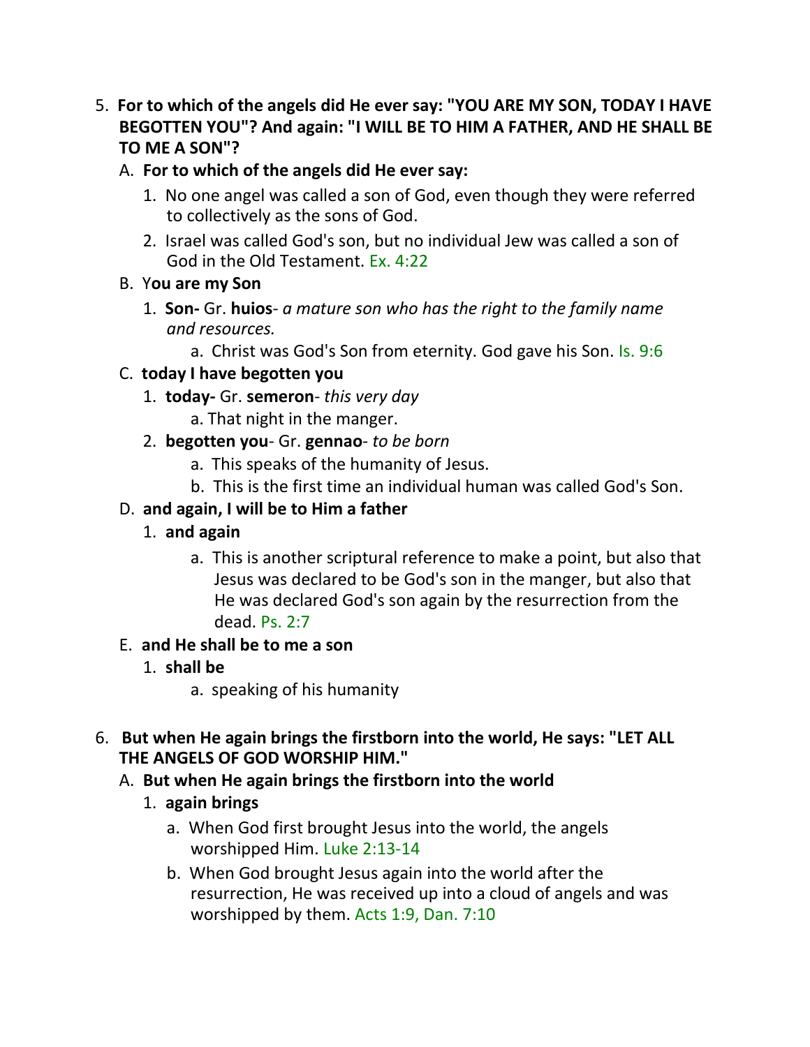5. **For to which of the angels did He ever say: "YOU ARE MY SON, TODAY I HAVE BEGOTTEN YOU"? And again: "I WILL BE TO HIM A FATHER, AND HE SHALL BE TO ME A SON"?**
   A. **For to which of the angels did He ever say:**
      1. No one angel was called a son of God, even though they were referred to collectively as the sons of God.
      2. Israel was called God's son, but no individual Jew was called a son of God in the Old Testament. Ex. 4:22
   B. Y**ou are my Son**
      1. **Son-** Gr. **huios**- *a mature son who has the right to the family name and resources.*
         a. Christ was God's Son from eternity. God gave his Son. Is. 9:6
   C. **today I have begotten you**
      1. **today-** Gr. **semeron**- *this very day*
         a. That night in the manger.
      2. **begotten you**- Gr. **gennao**- *to be born*
         a. This speaks of the humanity of Jesus.
         b. This is the first time an individual human was called God's Son.
   D. **and again, I will be to Him a father**
      1. **and again**
         a. This is another scriptural reference to make a point, but also that Jesus was declared to be God's son in the manger, but also that He was declared God's son again by the resurrection from the dead. Ps. 2:7
   E. **and He shall be to me a son**
      1. **shall be**
         a. speaking of his humanity

6. **But when He again brings the firstborn into the world, He says: "LET ALL THE ANGELS OF GOD WORSHIP HIM."**
   A. **But when He again brings the firstborn into the world**
      1. **again brings**
         a. When God first brought Jesus into the world, the angels worshipped Him. Luke 2:13-14
         b. When God brought Jesus again into the world after the resurrection, He was received up into a cloud of angels and was worshipped by them. Acts 1:9, Dan. 7:10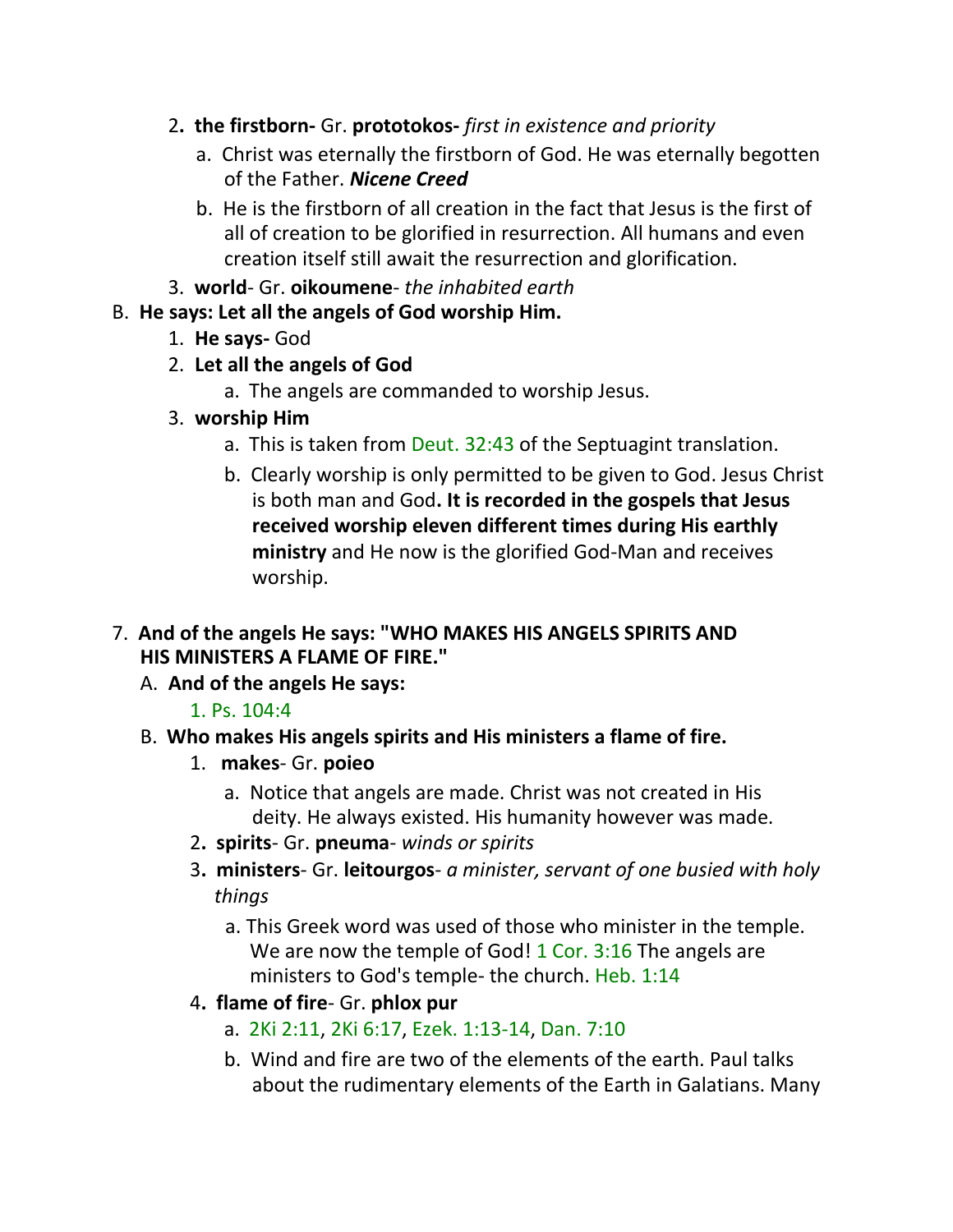2. **the firstborn-** Gr. **prototokos-** *first in existence and priority*
    a. Christ was eternally the firstborn of God. He was eternally begotten of the Father. ***Nicene Creed***
    b. He is the firstborn of all creation in the fact that Jesus is the first of all of creation to be glorified in resurrection. All humans and even creation itself still await the resurrection and glorification.
3. **world**- Gr. **oikoumene**- *the inhabited earth*

B. **He says: Let all the angels of God worship Him.**
1. **He says-** God
2. **Let all the angels of God**
    a. The angels are commanded to worship Jesus.
3. **worship Him**
    a. This is taken from Deut. 32:43 of the Septuagint translation.
    b. Clearly worship is only permitted to be given to God. Jesus Christ is both man and God**. It is recorded in the gospels that Jesus received worship eleven different times during His earthly ministry** and He now is the glorified God-Man and receives worship.

7. **And of the angels He says: "WHO MAKES HIS ANGELS SPIRITS AND HIS MINISTERS A FLAME OF FIRE."**

A. **And of the angels He says:**
1. Ps. 104:4

B. **Who makes His angels spirits and His ministers a flame of fire.**
1. **makes**- Gr. **poieo**
    a. Notice that angels are made. Christ was not created in His deity. He always existed. His humanity however was made.
2. **spirits**- Gr. **pneuma**- *winds or spirits*
3. **ministers**- Gr. **leitourgos**- *a minister, servant of one busied with holy things*
    a. This Greek word was used of those who minister in the temple. We are now the temple of God! 1 Cor. 3:16 The angels are ministers to God's temple- the church. Heb. 1:14
4. **flame of fire**- Gr. **phlox pur**
    a. 2Ki 2:11, 2Ki 6:17, Ezek. 1:13-14, Dan. 7:10
    b. Wind and fire are two of the elements of the earth. Paul talks about the rudimentary elements of the Earth in Galatians. Many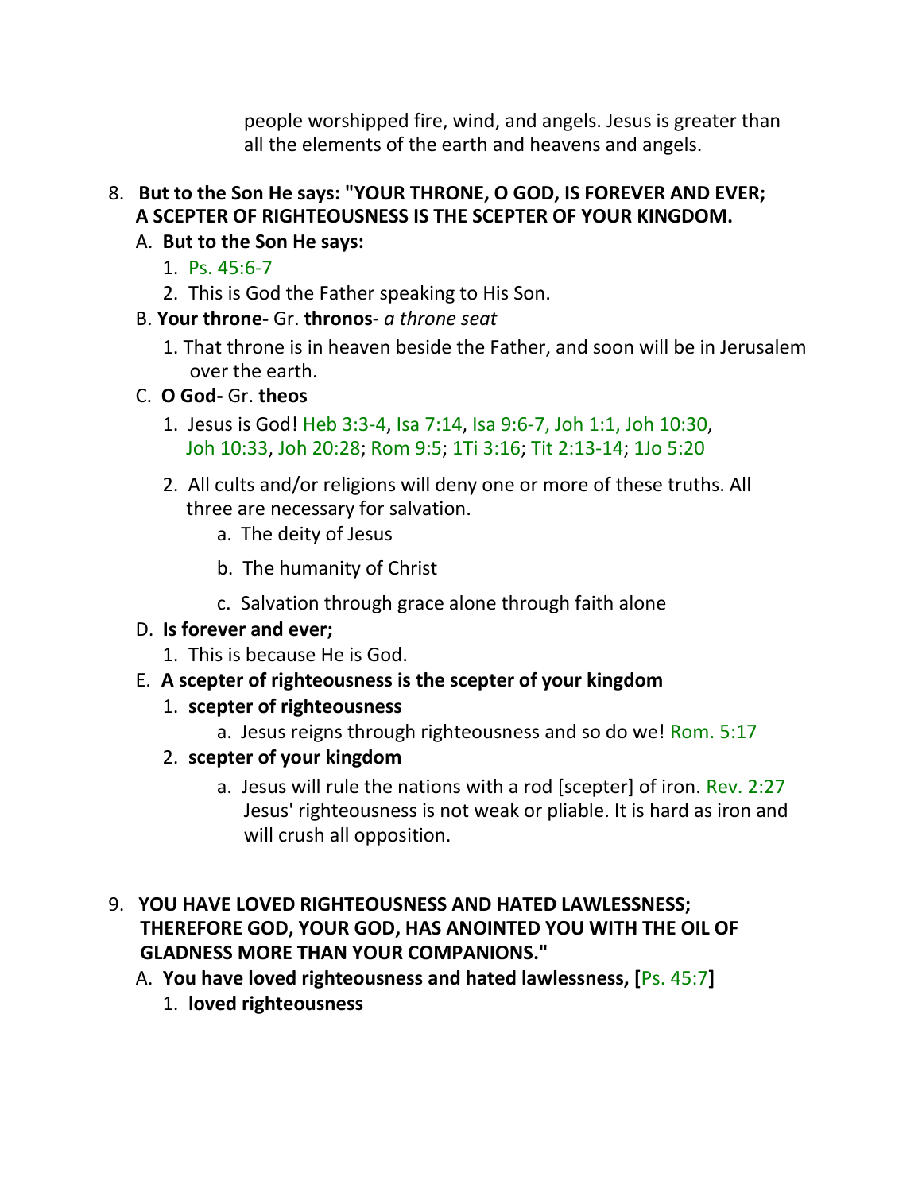people worshipped fire, wind, and angels. Jesus is greater than all the elements of the earth and heavens and angels.

8. **But to the Son He says: "YOUR THRONE, O GOD, IS FOREVER AND EVER; A SCEPTER OF RIGHTEOUSNESS IS THE SCEPTER OF YOUR KINGDOM.**
   - A. **But to the Son He says:**
     1. Ps. 45:6-7
     2. This is God the Father speaking to His Son.
   - B. **Your throne-** Gr. **thronos**- *a throne seat*
     1. That throne is in heaven beside the Father, and soon will be in Jerusalem over the earth.
   - C. **O God-** Gr. **theos**
     1. Jesus is God! Heb 3:3-4, Isa 7:14, Isa 9:6-7, Joh 1:1, Joh 10:30, Joh 10:33, Joh 20:28; Rom 9:5; 1Ti 3:16; Tit 2:13-14; 1Jo 5:20
     2. All cults and/or religions will deny one or more of these truths. All three are necessary for salvation.
        - a. The deity of Jesus
        - b. The humanity of Christ
        - c. Salvation through grace alone through faith alone
   - D. **Is forever and ever;**
     1. This is because He is God.
   - E. **A scepter of righteousness is the scepter of your kingdom**
     1. **scepter of righteousness**
        - a. Jesus reigns through righteousness and so do we! Rom. 5:17
     2. **scepter of your kingdom**
        - a. Jesus will rule the nations with a rod [scepter] of iron. Rev. 2:27 Jesus' righteousness is not weak or pliable. It is hard as iron and will crush all opposition.

9. **YOU HAVE LOVED RIGHTEOUSNESS AND HATED LAWLESSNESS; THEREFORE GOD, YOUR GOD, HAS ANOINTED YOU WITH THE OIL OF GLADNESS MORE THAN YOUR COMPANIONS."**
   - A. **You have loved righteousness and hated lawlessness, [**Ps. 45:7**]**
     1. **loved righteousness**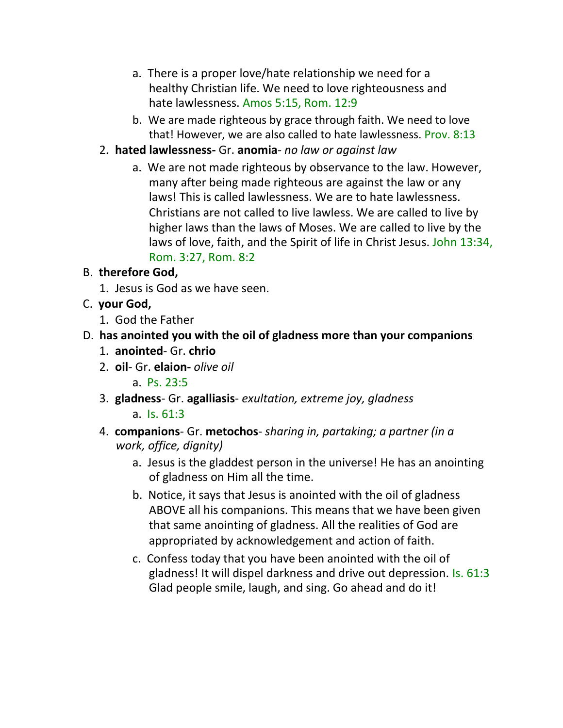a. There is a proper love/hate relationship we need for a healthy Christian life. We need to love righteousness and hate lawlessness. Amos 5:15, Rom. 12:9

b. We are made righteous by grace through faith. We need to love that! However, we are also called to hate lawlessness. Prov. 8:13

2. **hated lawlessness-** Gr. **anomia**- *no law or against law*

   a. We are not made righteous by observance to the law. However, many after being made righteous are against the law or any laws! This is called lawlessness. We are to hate lawlessness. Christians are not called to live lawless. We are called to live by higher laws than the laws of Moses. We are called to live by the laws of love, faith, and the Spirit of life in Christ Jesus. John 13:34, Rom. 3:27, Rom. 8:2

B. **therefore God,**

   1. Jesus is God as we have seen.

C. **your God,**

   1. God the Father

D. **has anointed you with the oil of gladness more than your companions**

   1. **anointed**- Gr. **chrio**
   2. **oil**- Gr. **elaion-** *olive oil*
      a. Ps. 23:5
   3. **gladness**- Gr. **agalliasis**- *exultation, extreme joy, gladness*
      a. Is. 61:3
   4. **companions**- Gr. **metochos**- *sharing in, partaking; a partner (in a work, office, dignity)*
      a. Jesus is the gladdest person in the universe! He has an anointing of gladness on Him all the time.
      b. Notice, it says that Jesus is anointed with the oil of gladness ABOVE all his companions. This means that we have been given that same anointing of gladness. All the realities of God are appropriated by acknowledgement and action of faith.
      c. Confess today that you have been anointed with the oil of gladness! It will dispel darkness and drive out depression. Is. 61:3 Glad people smile, laugh, and sing. Go ahead and do it!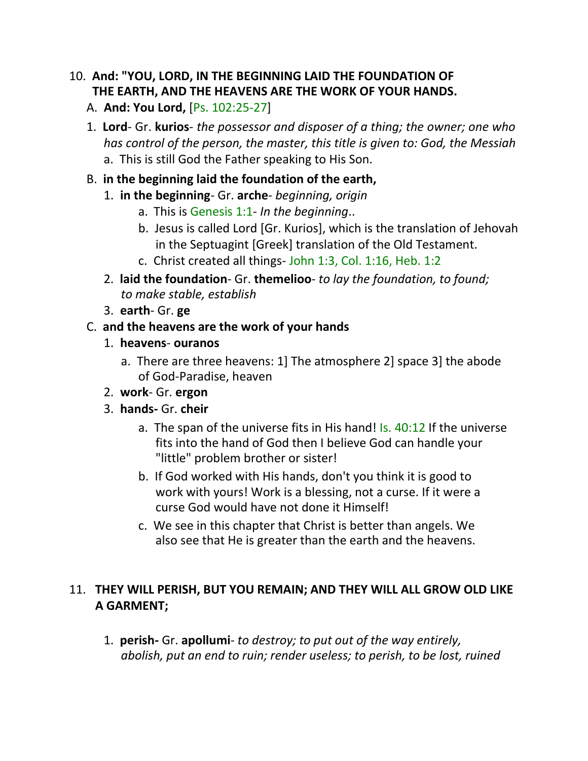10. **And: "YOU, LORD, IN THE BEGINNING LAID THE FOUNDATION OF THE EARTH, AND THE HEAVENS ARE THE WORK OF YOUR HANDS.**

   A. **And: You Lord,** [Ps. 102:25-27]

   1. **Lord**- Gr. **kurios**- *the possessor and disposer of a thing; the owner; one who has control of the person, the master, this title is given to: God, the Messiah*
      a. This is still God the Father speaking to His Son.

   B. **in the beginning laid the foundation of the earth,**

      1. **in the beginning**- Gr. **arche**- *beginning, origin*
         a. This is Genesis 1:1- *In the beginning*..
         b. Jesus is called Lord [Gr. Kurios], which is the translation of Jehovah in the Septuagint [Greek] translation of the Old Testament.
         c. Christ created all things- John 1:3, Col. 1:16, Heb. 1:2
      2. **laid the foundation**- Gr. **themelioo**- *to lay the foundation, to found; to make stable, establish*
      3. **earth**- Gr. **ge**

   C. **and the heavens are the work of your hands**

      1. **heavens**- **ouranos**
         a. There are three heavens: 1] The atmosphere 2] space 3] the abode of God-Paradise, heaven
      2. **work**- Gr. **ergon**
      3. **hands-** Gr. **cheir**
         a. The span of the universe fits in His hand! Is. 40:12 If the universe fits into the hand of God then I believe God can handle your "little" problem brother or sister!
         b. If God worked with His hands, don't you think it is good to work with yours! Work is a blessing, not a curse. If it were a curse God would have not done it Himself!
         c. We see in this chapter that Christ is better than angels. We also see that He is greater than the earth and the heavens.

11. **THEY WILL PERISH, BUT YOU REMAIN; AND THEY WILL ALL GROW OLD LIKE A GARMENT;**

   1. **perish-** Gr. **apollumi**- *to destroy; to put out of the way entirely, abolish, put an end to ruin; render useless; to perish, to be lost, ruined*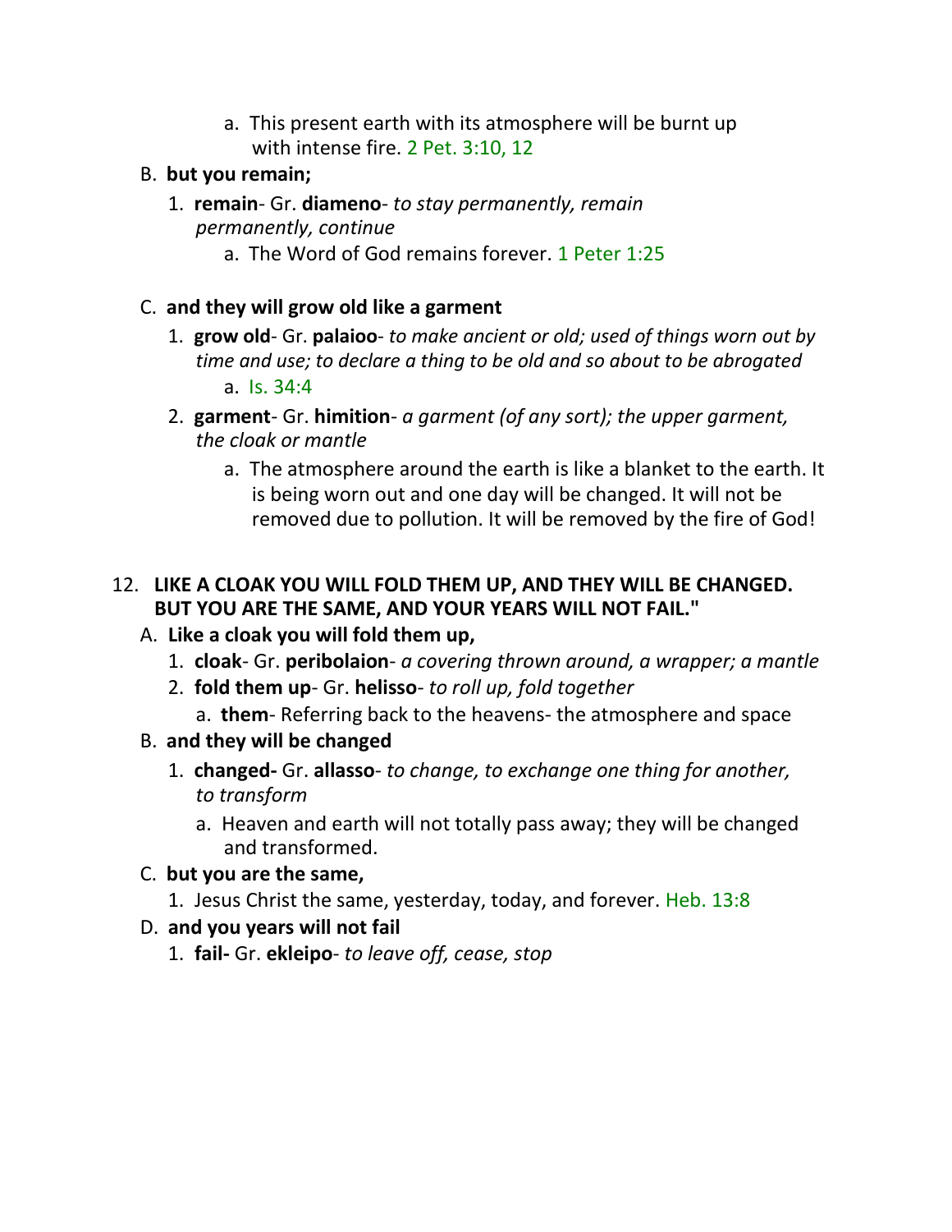a. This present earth with its atmosphere will be burnt up with intense fire. 2 Pet. 3:10, 12

B. **but you remain;**

1. **remain**- Gr. **diameno**- *to stay permanently, remain permanently, continue*

   a. The Word of God remains forever. 1 Peter 1:25

C. **and they will grow old like a garment**

1. **grow old**- Gr. **palaioo**- *to make ancient or old; used of things worn out by time and use; to declare a thing to be old and so about to be abrogated*

   a. Is. 34:4

2. **garment**- Gr. **himition**- *a garment (of any sort); the upper garment, the cloak or mantle*

   a. The atmosphere around the earth is like a blanket to the earth. It is being worn out and one day will be changed. It will not be removed due to pollution. It will be removed by the fire of God!

12. **LIKE A CLOAK YOU WILL FOLD THEM UP, AND THEY WILL BE CHANGED. BUT YOU ARE THE SAME, AND YOUR YEARS WILL NOT FAIL."**

A. **Like a cloak you will fold them up,**

1. **cloak**- Gr. **peribolaion**- *a covering thrown around, a wrapper; a mantle*
2. **fold them up**- Gr. **helisso**- *to roll up, fold together*

   a. **them**- Referring back to the heavens- the atmosphere and space

B. **and they will be changed**

1. **changed-** Gr. **allasso**- *to change, to exchange one thing for another, to transform*

   a. Heaven and earth will not totally pass away; they will be changed and transformed.

C. **but you are the same,**

1. Jesus Christ the same, yesterday, today, and forever. Heb. 13:8

D. **and you years will not fail**

1. **fail-** Gr. **ekleipo**- *to leave off, cease, stop*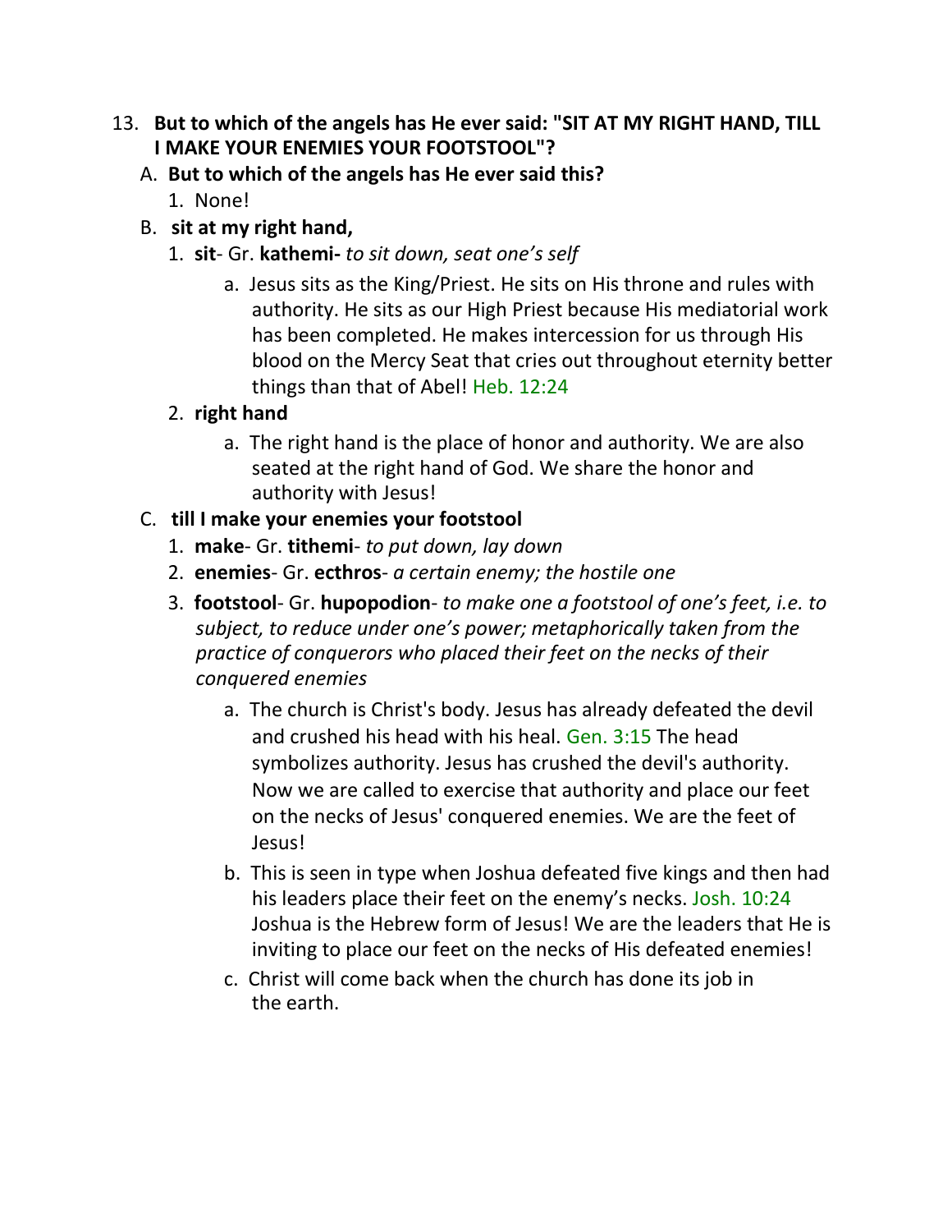13. **But to which of the angels has He ever said: "SIT AT MY RIGHT HAND, TILL I MAKE YOUR ENEMIES YOUR FOOTSTOOL"?**
   - A. **But to which of the angels has He ever said this?**
      1. None!
   - B. **sit at my right hand,**
      1. **sit**- Gr. **kathemi-** *to sit down, seat one's self*
         - a. Jesus sits as the King/Priest. He sits on His throne and rules with authority. He sits as our High Priest because His mediatorial work has been completed. He makes intercession for us through His blood on the Mercy Seat that cries out throughout eternity better things than that of Abel! Heb. 12:24
      2. **right hand**
         - a. The right hand is the place of honor and authority. We are also seated at the right hand of God. We share the honor and authority with Jesus!
   - C. **till I make your enemies your footstool**
      1. **make**- Gr. **tithemi**- *to put down, lay down*
      2. **enemies**- Gr. **ecthros**- *a certain enemy; the hostile one*
      3. **footstool**- Gr. **hupopodion**- *to make one a footstool of one's feet, i.e. to subject, to reduce under one's power; metaphorically taken from the practice of conquerors who placed their feet on the necks of their conquered enemies*
         - a. The church is Christ's body. Jesus has already defeated the devil and crushed his head with his heal. Gen. 3:15 The head symbolizes authority. Jesus has crushed the devil's authority. Now we are called to exercise that authority and place our feet on the necks of Jesus' conquered enemies. We are the feet of Jesus!
         - b. This is seen in type when Joshua defeated five kings and then had his leaders place their feet on the enemy's necks. Josh. 10:24 Joshua is the Hebrew form of Jesus! We are the leaders that He is inviting to place our feet on the necks of His defeated enemies!
         - c. Christ will come back when the church has done its job in the earth.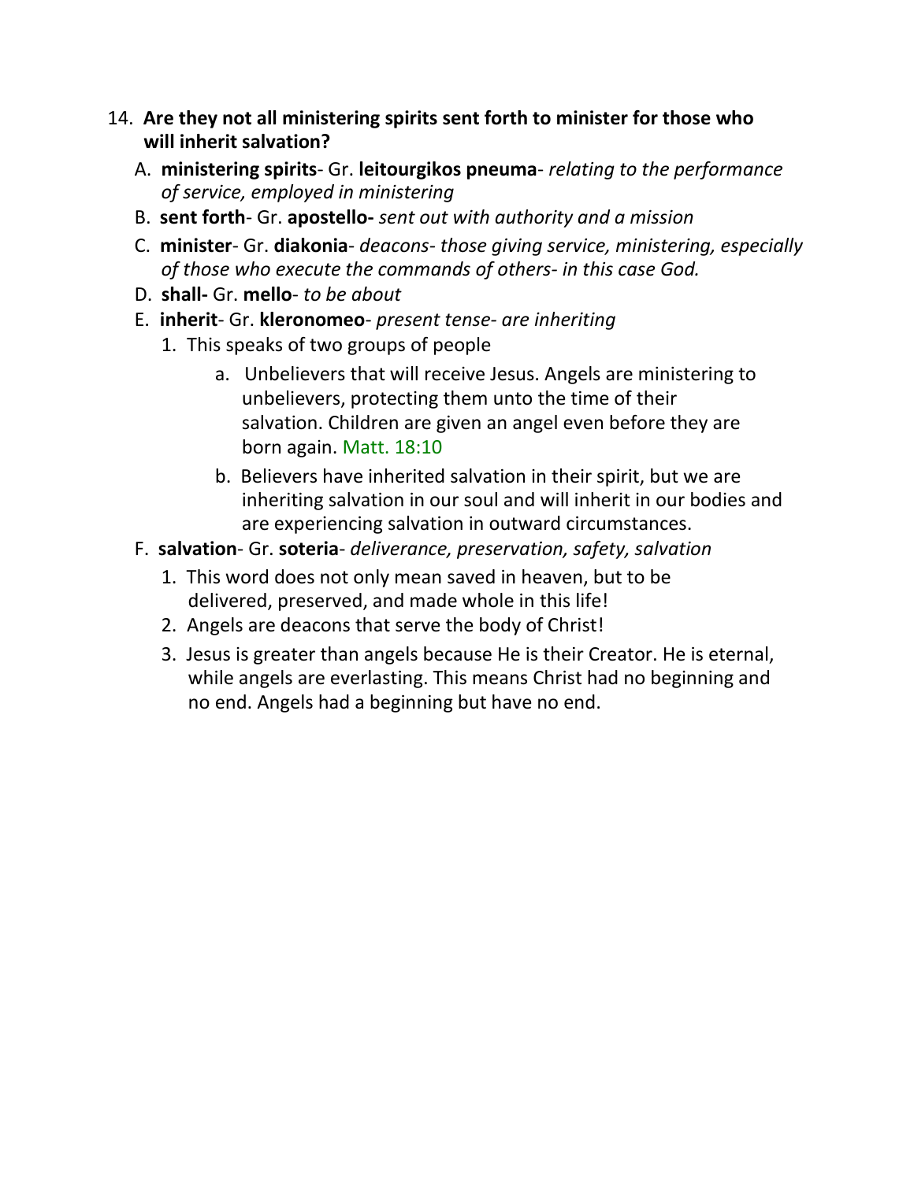14. **Are they not all ministering spirits sent forth to minister for those who will inherit salvation?**

   A. **ministering spirits**- Gr. **leitourgikos pneuma**- *relating to the performance of service, employed in ministering*

   B. **sent forth**- Gr. **apostello-** *sent out with authority and a mission*

   C. **minister**- Gr. **diakonia**- *deacons- those giving service, ministering, especially of those who execute the commands of others- in this case God.*

   D. **shall-** Gr. **mello**- *to be about*

   E. **inherit**- Gr. **kleronomeo**- *present tense- are inheriting*

      1. This speaks of two groups of people

         a. Unbelievers that will receive Jesus. Angels are ministering to unbelievers, protecting them unto the time of their salvation. Children are given an angel even before they are born again. Matt. 18:10

         b. Believers have inherited salvation in their spirit, but we are inheriting salvation in our soul and will inherit in our bodies and are experiencing salvation in outward circumstances.

   F. **salvation**- Gr. **soteria**- *deliverance, preservation, safety, salvation*

      1. This word does not only mean saved in heaven, but to be delivered, preserved, and made whole in this life!

      2. Angels are deacons that serve the body of Christ!

      3. Jesus is greater than angels because He is their Creator. He is eternal, while angels are everlasting. This means Christ had no beginning and no end. Angels had a beginning but have no end.